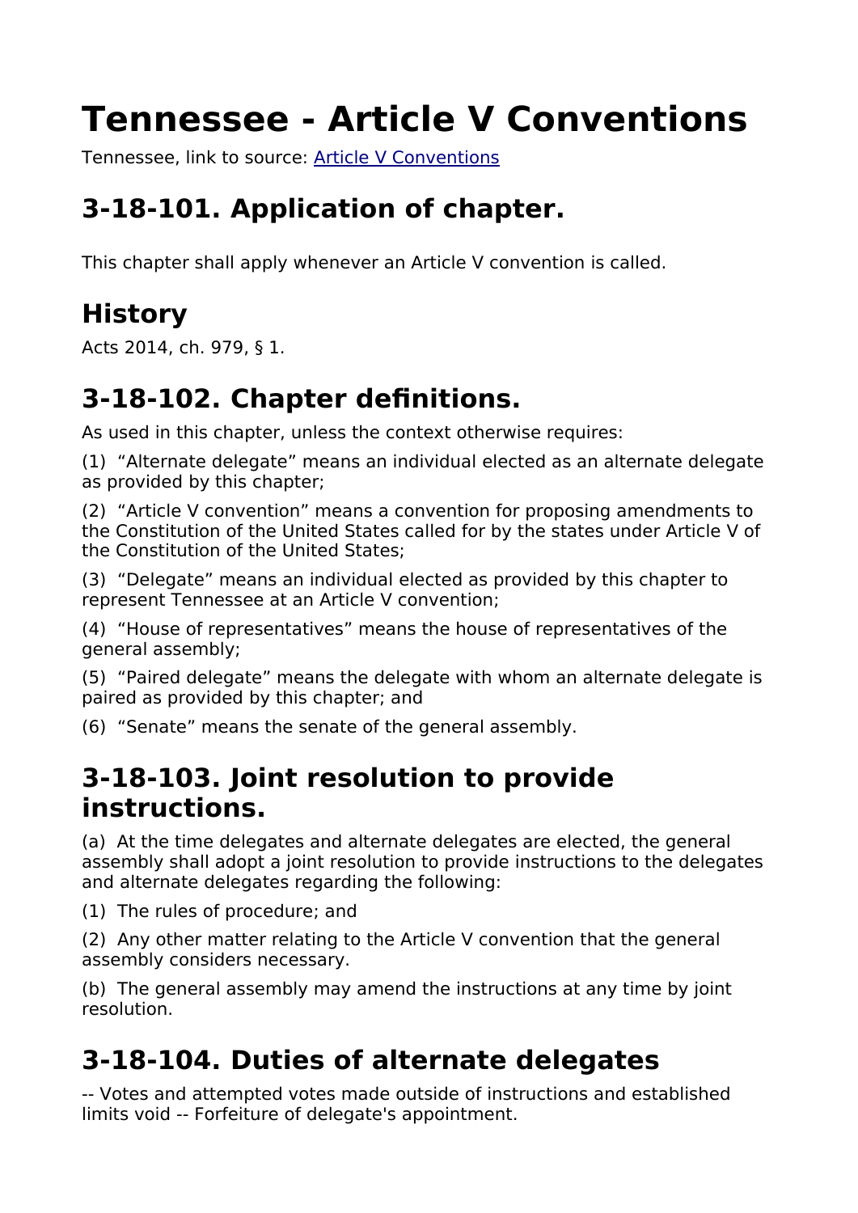# Tennessee - Article V Conventions

Tennessee, link to source: [Article V Conventions]

## 3-18-101. Application of chapter.

This chapter shall apply whenever an Article V convention is called.

## History

Acts 2014, ch. 979, § 1.

## 3-18-102. Chapter definitions.

As used in this chapter, unless the context otherwise requires:

(1) “Alternate delegate” means an individual elected as an alternate delegate as provided by this chapter;

(2) “Article V convention” means a convention for proposing amendments to the Constitution of the United States called for by the states under Article V of the Constitution of the United States;

(3) “Delegate” means an individual elected as provided by this chapter to represent Tennessee at an Article V convention;

(4) “House of representatives” means the house of representatives of the general assembly;

(5) “Paired delegate” means the delegate with whom an alternate delegate is paired as provided by this chapter; and

(6) “Senate” means the senate of the general assembly.

## 3-18-103. Joint resolution to provide instructions.

(a) At the time delegates and alternate delegates are elected, the general assembly shall adopt a joint resolution to provide instructions to the delegates and alternate delegates regarding the following:

(1) The rules of procedure; and

(2) Any other matter relating to the Article V convention that the general assembly considers necessary.

(b) The general assembly may amend the instructions at any time by joint resolution.

## 3-18-104. Duties of alternate delegates

-- Votes and attempted votes made outside of instructions and established limits void -- Forfeiture of delegate's appointment.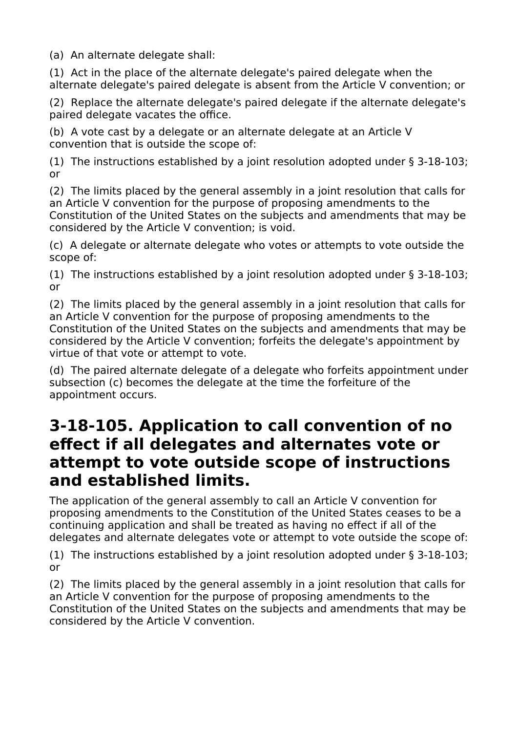(a)  An alternate delegate shall:

(1)  Act in the place of the alternate delegate's paired delegate when the alternate delegate's paired delegate is absent from the Article V convention; or

(2)  Replace the alternate delegate's paired delegate if the alternate delegate's paired delegate vacates the office.

(b)  A vote cast by a delegate or an alternate delegate at an Article V convention that is outside the scope of:

(1)  The instructions established by a joint resolution adopted under § 3-18-103; or

(2)  The limits placed by the general assembly in a joint resolution that calls for an Article V convention for the purpose of proposing amendments to the Constitution of the United States on the subjects and amendments that may be considered by the Article V convention; is void.

(c)  A delegate or alternate delegate who votes or attempts to vote outside the scope of:

(1)  The instructions established by a joint resolution adopted under § 3-18-103; or

(2)  The limits placed by the general assembly in a joint resolution that calls for an Article V convention for the purpose of proposing amendments to the Constitution of the United States on the subjects and amendments that may be considered by the Article V convention; forfeits the delegate's appointment by virtue of that vote or attempt to vote.

(d)  The paired alternate delegate of a delegate who forfeits appointment under subsection (c) becomes the delegate at the time the forfeiture of the appointment occurs.

## 3-18-105. Application to call convention of no effect if all delegates and alternates vote or attempt to vote outside scope of instructions and established limits.

The application of the general assembly to call an Article V convention for proposing amendments to the Constitution of the United States ceases to be a continuing application and shall be treated as having no effect if all of the delegates and alternate delegates vote or attempt to vote outside the scope of:

(1)  The instructions established by a joint resolution adopted under § 3-18-103; or

(2)  The limits placed by the general assembly in a joint resolution that calls for an Article V convention for the purpose of proposing amendments to the Constitution of the United States on the subjects and amendments that may be considered by the Article V convention.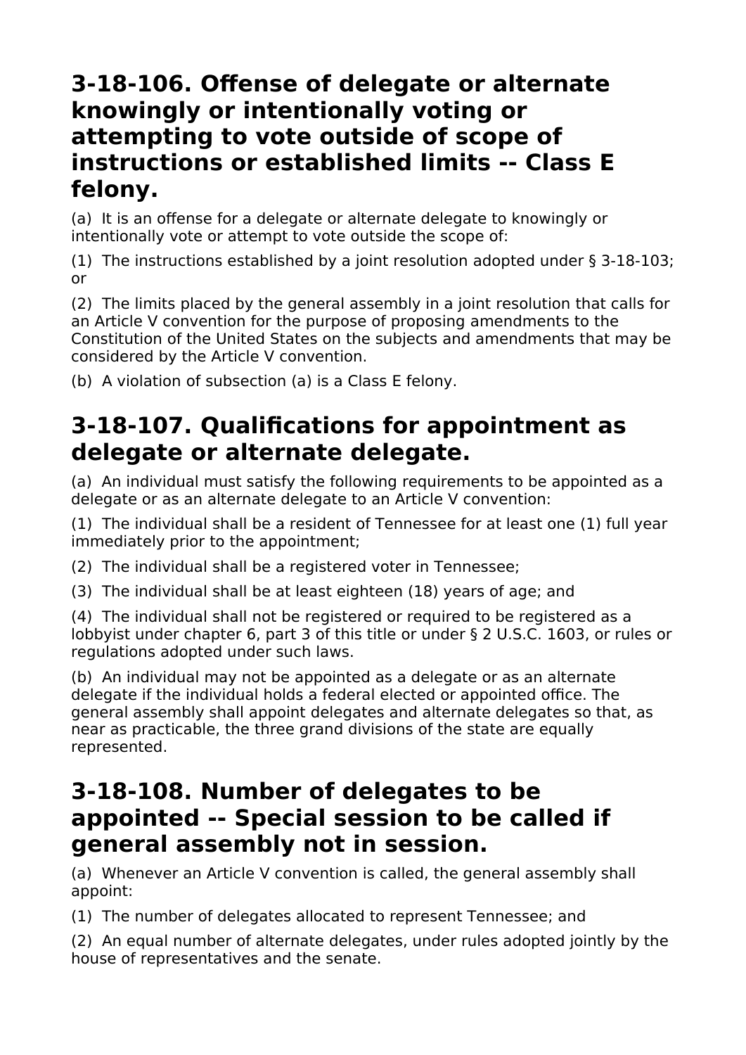## 3-18-106. Offense of delegate or alternate knowingly or intentionally voting or attempting to vote outside of scope of instructions or established limits -- Class E felony.

(a) It is an offense for a delegate or alternate delegate to knowingly or intentionally vote or attempt to vote outside the scope of:

(1) The instructions established by a joint resolution adopted under § 3-18-103; or

(2) The limits placed by the general assembly in a joint resolution that calls for an Article V convention for the purpose of proposing amendments to the Constitution of the United States on the subjects and amendments that may be considered by the Article V convention.

(b) A violation of subsection (a) is a Class E felony.

## 3-18-107. Qualifications for appointment as delegate or alternate delegate.

(a) An individual must satisfy the following requirements to be appointed as a delegate or as an alternate delegate to an Article V convention:

(1) The individual shall be a resident of Tennessee for at least one (1) full year immediately prior to the appointment;

(2) The individual shall be a registered voter in Tennessee;

(3) The individual shall be at least eighteen (18) years of age; and

(4) The individual shall not be registered or required to be registered as a lobbyist under chapter 6, part 3 of this title or under § 2 U.S.C. 1603, or rules or regulations adopted under such laws.

(b) An individual may not be appointed as a delegate or as an alternate delegate if the individual holds a federal elected or appointed office. The general assembly shall appoint delegates and alternate delegates so that, as near as practicable, the three grand divisions of the state are equally represented.

## 3-18-108. Number of delegates to be appointed -- Special session to be called if general assembly not in session.

(a) Whenever an Article V convention is called, the general assembly shall appoint:

(1) The number of delegates allocated to represent Tennessee; and

(2) An equal number of alternate delegates, under rules adopted jointly by the house of representatives and the senate.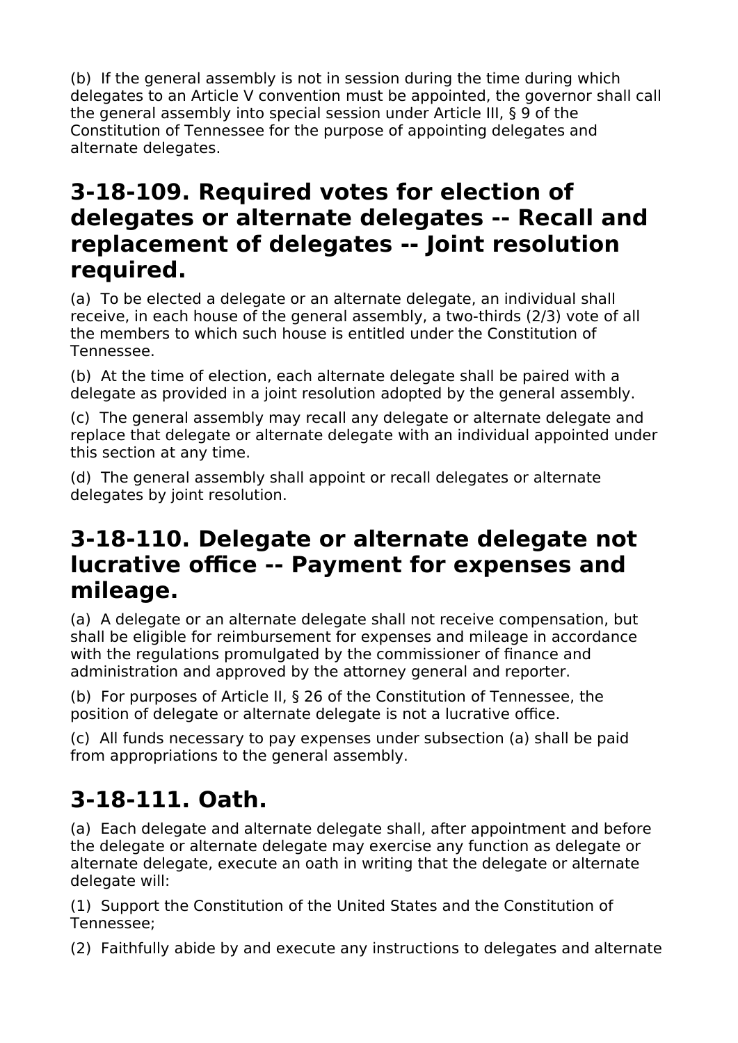(b) If the general assembly is not in session during the time during which delegates to an Article V convention must be appointed, the governor shall call the general assembly into special session under Article III, § 9 of the Constitution of Tennessee for the purpose of appointing delegates and alternate delegates.

## 3-18-109. Required votes for election of delegates or alternate delegates -- Recall and replacement of delegates -- Joint resolution required.

(a) To be elected a delegate or an alternate delegate, an individual shall receive, in each house of the general assembly, a two-thirds (2/3) vote of all the members to which such house is entitled under the Constitution of Tennessee.

(b) At the time of election, each alternate delegate shall be paired with a delegate as provided in a joint resolution adopted by the general assembly.

(c) The general assembly may recall any delegate or alternate delegate and replace that delegate or alternate delegate with an individual appointed under this section at any time.

(d) The general assembly shall appoint or recall delegates or alternate delegates by joint resolution.

## 3-18-110. Delegate or alternate delegate not lucrative office -- Payment for expenses and mileage.

(a) A delegate or an alternate delegate shall not receive compensation, but shall be eligible for reimbursement for expenses and mileage in accordance with the regulations promulgated by the commissioner of finance and administration and approved by the attorney general and reporter.

(b) For purposes of Article II, § 26 of the Constitution of Tennessee, the position of delegate or alternate delegate is not a lucrative office.

(c) All funds necessary to pay expenses under subsection (a) shall be paid from appropriations to the general assembly.

## 3-18-111. Oath.

(a) Each delegate and alternate delegate shall, after appointment and before the delegate or alternate delegate may exercise any function as delegate or alternate delegate, execute an oath in writing that the delegate or alternate delegate will:

(1) Support the Constitution of the United States and the Constitution of Tennessee;

(2) Faithfully abide by and execute any instructions to delegates and alternate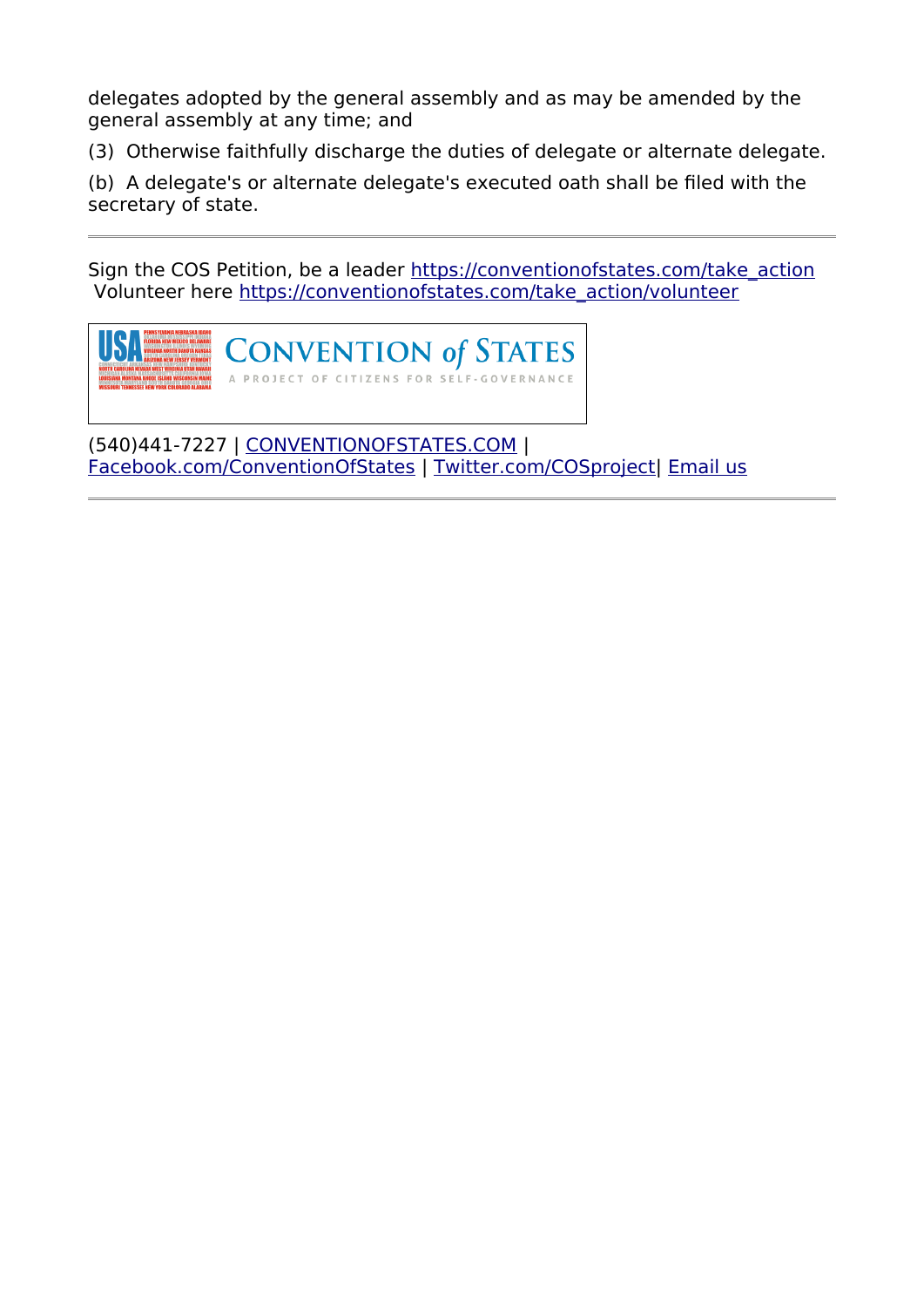delegates adopted by the general assembly and as may be amended by the general assembly at any time; and

(3) Otherwise faithfully discharge the duties of delegate or alternate delegate.

(b) A delegate's or alternate delegate's executed oath shall be filed with the secretary of state.

---

Sign the COS Petition, be a leader https://conventionofstates.com/take_action
Volunteer here https://conventionofstates.com/take_action/volunteer

CONVENTION of STATES
A PROJECT OF CITIZENS FOR SELF-GOVERNANCE

(540)441-7227 | CONVENTIONOFSTATES.COM | Facebook.com/ConventionOfStates | Twitter.com/COSproject| Email us

---